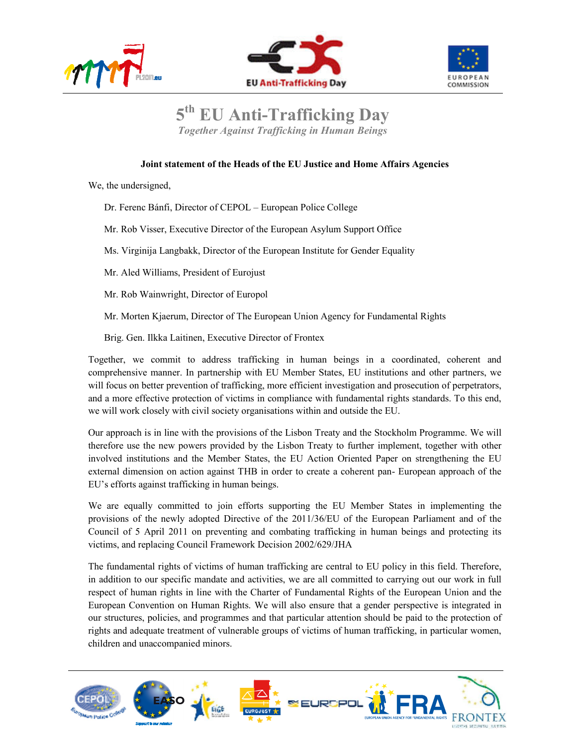# 5th EU Anti-Trafficking Day

*Together Against Trafficking in Human Beings*

**Joint statement of the Heads of the EU Justice and Home Affairs Agencies**

We, the undersigned,

Dr. Ferenc Bánfi, Director of CEPOL – European Police College

Mr. Rob Visser, Executive Director of the European Asylum Support Office

Ms. Virginija Langbakk, Director of the European Institute for Gender Equality

Mr. Aled Williams, President of Eurojust

Mr. Rob Wainwright, Director of Europol

Mr. Morten Kjaerum, Director of The European Union Agency for Fundamental Rights

Brig. Gen. Ilkka Laitinen, Executive Director of Frontex

Together, we commit to address trafficking in human beings in a coordinated, coherent and comprehensive manner. In partnership with EU Member States, EU institutions and other partners, we will focus on better prevention of trafficking, more efficient investigation and prosecution of perpetrators, and a more effective protection of victims in compliance with fundamental rights standards. To this end, we will work closely with civil society organisations within and outside the EU.

Our approach is in line with the provisions of the Lisbon Treaty and the Stockholm Programme. We will therefore use the new powers provided by the Lisbon Treaty to further implement, together with other involved institutions and the Member States, the EU Action Oriented Paper on strengthening the EU external dimension on action against THB in order to create a coherent pan- European approach of the EU's efforts against trafficking in human beings.

We are equally committed to join efforts supporting the EU Member States in implementing the provisions of the newly adopted Directive of the 2011/36/EU of the European Parliament and of the Council of 5 April 2011 on preventing and combating trafficking in human beings and protecting its victims, and replacing Council Framework Decision 2002/629/JHA

The fundamental rights of victims of human trafficking are central to EU policy in this field. Therefore, in addition to our specific mandate and activities, we are all committed to carrying out our work in full respect of human rights in line with the Charter of Fundamental Rights of the European Union and the European Convention on Human Rights. We will also ensure that a gender perspective is integrated in our structures, policies, and programmes and that particular attention should be paid to the protection of rights and adequate treatment of vulnerable groups of victims of human trafficking, in particular women, children and unaccompanied minors.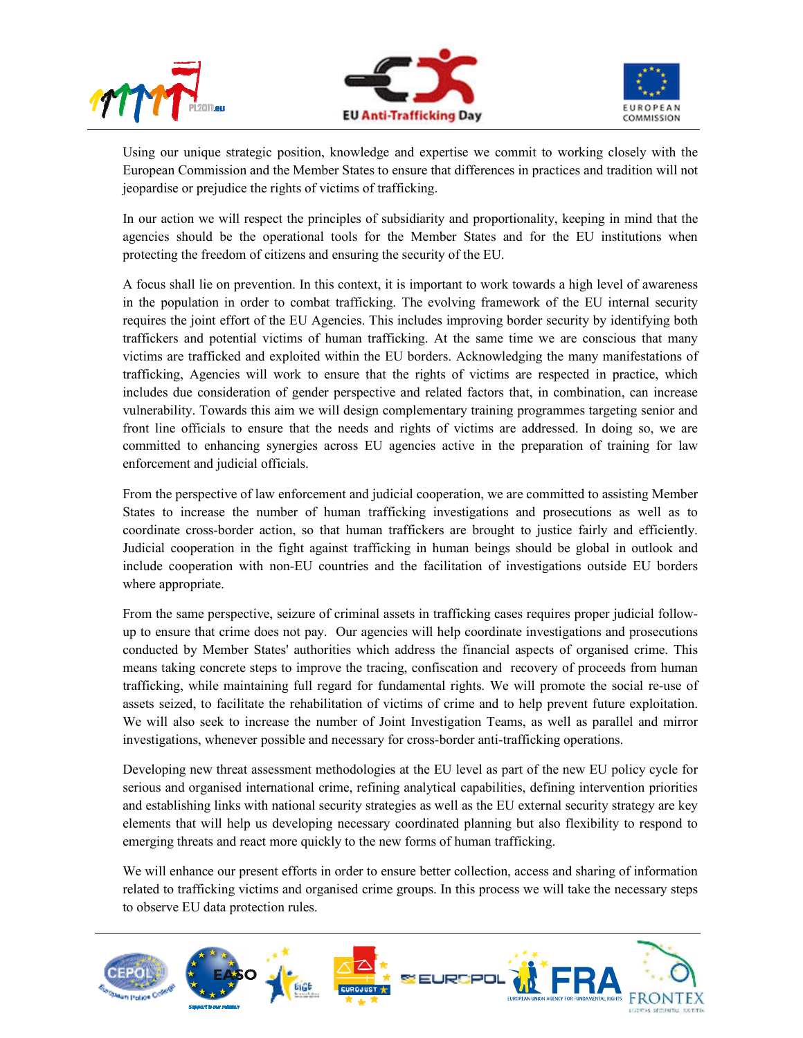Using our unique strategic position, knowledge and expertise we commit to working closely with the European Commission and the Member States to ensure that differences in practices and tradition will not jeopardise or prejudice the rights of victims of trafficking.

In our action we will respect the principles of subsidiarity and proportionality, keeping in mind that the agencies should be the operational tools for the Member States and for the EU institutions when protecting the freedom of citizens and ensuring the security of the EU.

A focus shall lie on prevention. In this context, it is important to work towards a high level of awareness in the population in order to combat trafficking. The evolving framework of the EU internal security requires the joint effort of the EU Agencies. This includes improving border security by identifying both traffickers and potential victims of human trafficking. At the same time we are conscious that many victims are trafficked and exploited within the EU borders. Acknowledging the many manifestations of trafficking, Agencies will work to ensure that the rights of victims are respected in practice, which includes due consideration of gender perspective and related factors that, in combination, can increase vulnerability. Towards this aim we will design complementary training programmes targeting senior and front line officials to ensure that the needs and rights of victims are addressed. In doing so, we are committed to enhancing synergies across EU agencies active in the preparation of training for law enforcement and judicial officials.

From the perspective of law enforcement and judicial cooperation, we are committed to assisting Member States to increase the number of human trafficking investigations and prosecutions as well as to coordinate cross-border action, so that human traffickers are brought to justice fairly and efficiently. Judicial cooperation in the fight against trafficking in human beings should be global in outlook and include cooperation with non-EU countries and the facilitation of investigations outside EU borders where appropriate.

From the same perspective, seizure of criminal assets in trafficking cases requires proper judicial follow-up to ensure that crime does not pay. Our agencies will help coordinate investigations and prosecutions conducted by Member States' authorities which address the financial aspects of organised crime. This means taking concrete steps to improve the tracing, confiscation and recovery of proceeds from human trafficking, while maintaining full regard for fundamental rights. We will promote the social re-use of assets seized, to facilitate the rehabilitation of victims of crime and to help prevent future exploitation. We will also seek to increase the number of Joint Investigation Teams, as well as parallel and mirror investigations, whenever possible and necessary for cross-border anti-trafficking operations.

Developing new threat assessment methodologies at the EU level as part of the new EU policy cycle for serious and organised international crime, refining analytical capabilities, defining intervention priorities and establishing links with national security strategies as well as the EU external security strategy are key elements that will help us developing necessary coordinated planning but also flexibility to respond to emerging threats and react more quickly to the new forms of human trafficking.

We will enhance our present efforts in order to ensure better collection, access and sharing of information related to trafficking victims and organised crime groups. In this process we will take the necessary steps to observe EU data protection rules.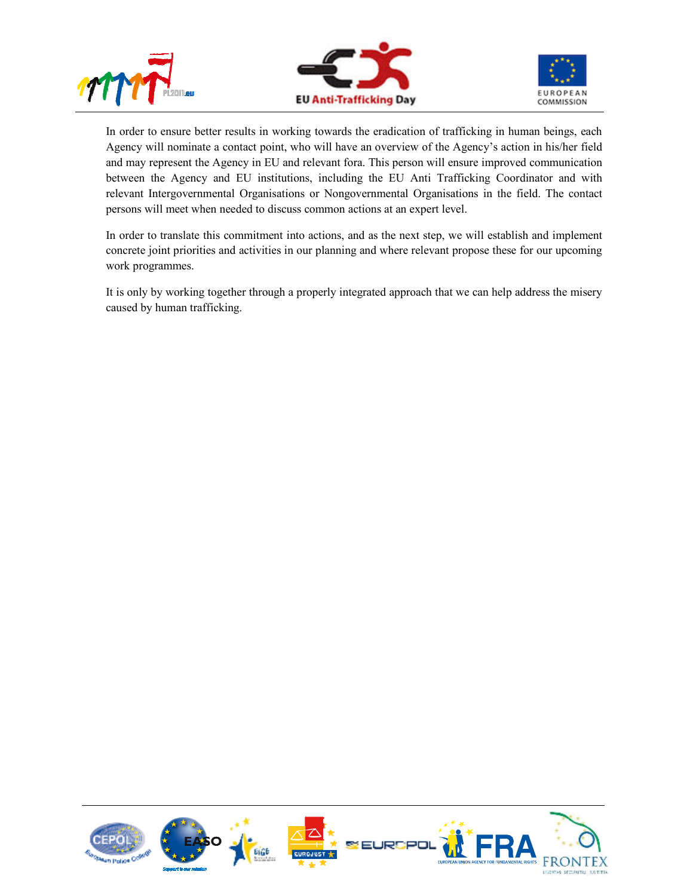In order to ensure better results in working towards the eradication of trafficking in human beings, each Agency will nominate a contact point, who will have an overview of the Agency's action in his/her field and may represent the Agency in EU and relevant fora. This person will ensure improved communication between the Agency and EU institutions, including the EU Anti Trafficking Coordinator and with relevant Intergovernmental Organisations or Nongovernmental Organisations in the field. The contact persons will meet when needed to discuss common actions at an expert level.

In order to translate this commitment into actions, and as the next step, we will establish and implement concrete joint priorities and activities in our planning and where relevant propose these for our upcoming work programmes.

It is only by working together through a properly integrated approach that we can help address the misery caused by human trafficking.